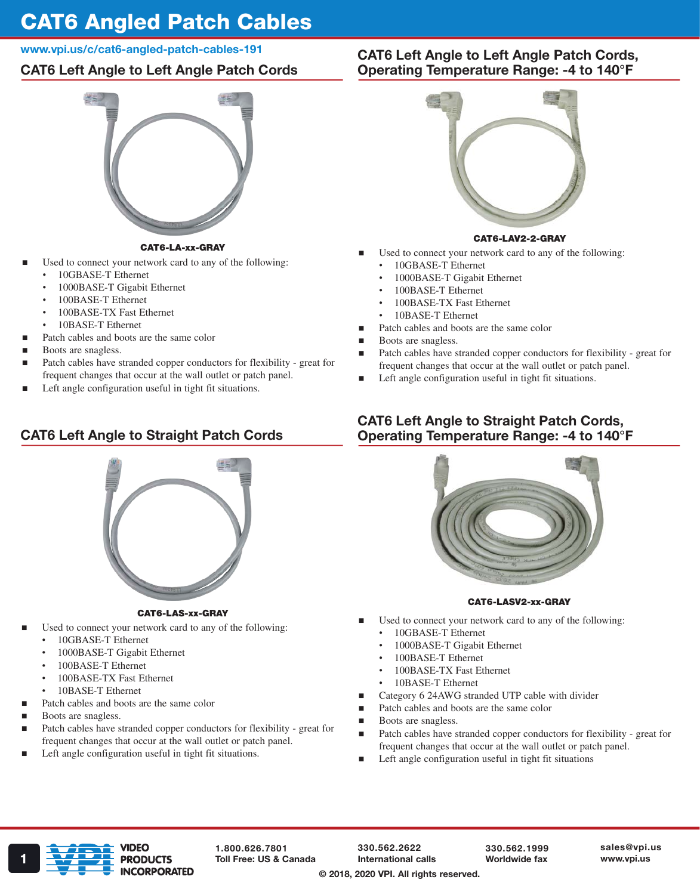# CAT6 Angled Patch Cables

www.vpi.us/c/cat6-angled-patch-cables-191

## CAT6 Left Angle to Left Angle Patch Cords

**CAT6-LA-xx-GRAY**

- Used to connect your network card to any of the following:
  - 10GBASE-T Ethernet
  - 1000BASE-T Gigabit Ethernet
  - 100BASE-T Ethernet
  - 100BASE-TX Fast Ethernet
  - 10BASE-T Ethernet
- Patch cables and boots are the same color
- Boots are snagless.
- Patch cables have stranded copper conductors for flexibility - great for frequent changes that occur at the wall outlet or patch panel.
- Left angle configuration useful in tight fit situations.

## CAT6 Left Angle to Left Angle Patch Cords, Operating Temperature Range: -4 to 140°F

**CAT6-LAV2-2-GRAY**

- Used to connect your network card to any of the following:
  - 10GBASE-T Ethernet
  - 1000BASE-T Gigabit Ethernet
  - 100BASE-T Ethernet
  - 100BASE-TX Fast Ethernet
  - 10BASE-T Ethernet
- Patch cables and boots are the same color
- Boots are snagless.
- Patch cables have stranded copper conductors for flexibility - great for frequent changes that occur at the wall outlet or patch panel.
- Left angle configuration useful in tight fit situations.

## CAT6 Left Angle to Straight Patch Cords

**CAT6-LAS-xx-GRAY**

- Used to connect your network card to any of the following:
  - 10GBASE-T Ethernet
  - 1000BASE-T Gigabit Ethernet
  - 100BASE-T Ethernet
  - 100BASE-TX Fast Ethernet
  - 10BASE-T Ethernet
- Patch cables and boots are the same color
- Boots are snagless.
- Patch cables have stranded copper conductors for flexibility - great for frequent changes that occur at the wall outlet or patch panel.
- Left angle configuration useful in tight fit situations.

## CAT6 Left Angle to Straight Patch Cords, Operating Temperature Range: -4 to 140°F

**CAT6-LASV2-xx-GRAY**

- Used to connect your network card to any of the following:
  - 10GBASE-T Ethernet
  - 1000BASE-T Gigabit Ethernet
  - 100BASE-T Ethernet
  - 100BASE-TX Fast Ethernet
  - 10BASE-T Ethernet
- Category 6 24AWG stranded UTP cable with divider
- Patch cables and boots are the same color
- Boots are snagless.
- Patch cables have stranded copper conductors for flexibility - great for frequent changes that occur at the wall outlet or patch panel.
- Left angle configuration useful in tight fit situations

VIDEO PRODUCTS INCORPORATED

1.800.626.7801 Toll Free: US & Canada | 330.562.2622 International calls | 330.562.1999 Worldwide fax | sales@vpi.us www.vpi.us

© 2018, 2020 VPI. All rights reserved.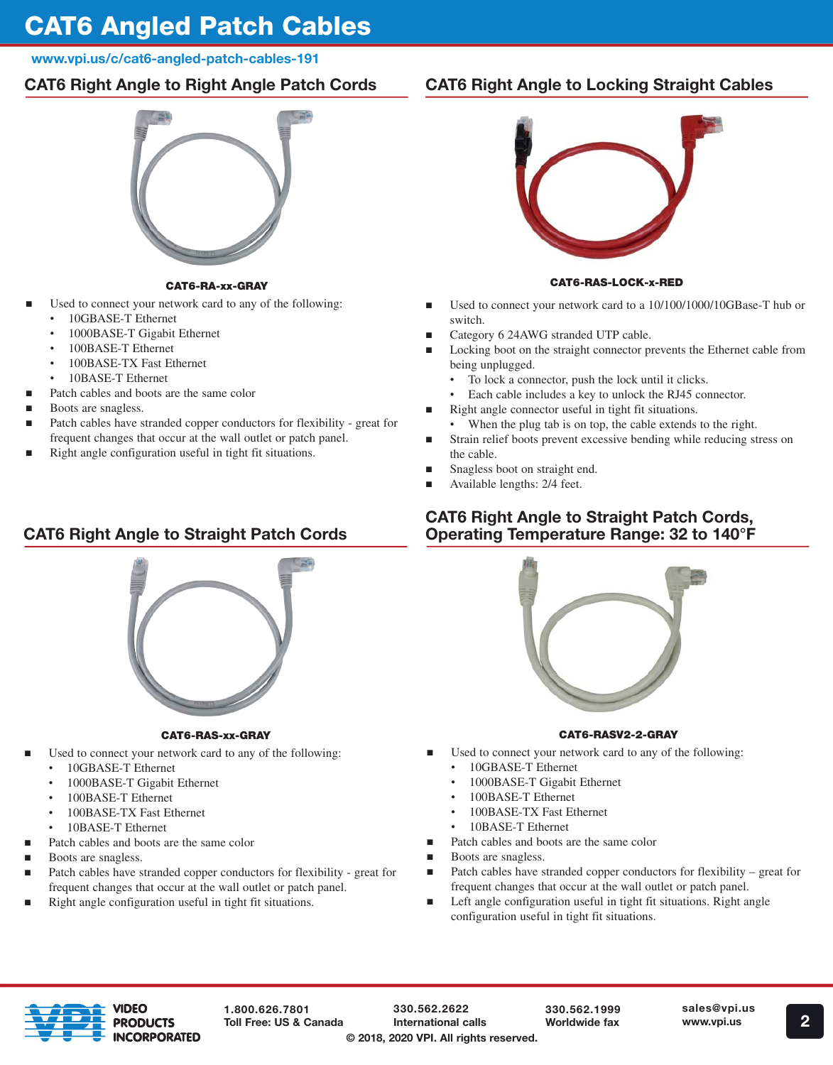# CAT6 Angled Patch Cables

www.vpi.us/c/cat6-angled-patch-cables-191

## CAT6 Right Angle to Right Angle Patch Cords

**CAT6-RA-xx-GRAY**

- Used to connect your network card to any of the following:
  - 10GBASE-T Ethernet
  - 1000BASE-T Gigabit Ethernet
  - 100BASE-T Ethernet
  - 100BASE-TX Fast Ethernet
  - 10BASE-T Ethernet
- Patch cables and boots are the same color
- Boots are snagless.
- Patch cables have stranded copper conductors for flexibility - great for frequent changes that occur at the wall outlet or patch panel.
- Right angle configuration useful in tight fit situations.

## CAT6 Right Angle to Locking Straight Cables

**CAT6-RAS-LOCK-x-RED**

- Used to connect your network card to a 10/100/1000/10GBase-T hub or switch.
- Category 6 24AWG stranded UTP cable.
- Locking boot on the straight connector prevents the Ethernet cable from being unplugged.
  - To lock a connector, push the lock until it clicks.
  - Each cable includes a key to unlock the RJ45 connector.
- Right angle connector useful in tight fit situations.
  - When the plug tab is on top, the cable extends to the right.
- Strain relief boots prevent excessive bending while reducing stress on the cable.
- Snagless boot on straight end.
- Available lengths: 2/4 feet.

## CAT6 Right Angle to Straight Patch Cords

**CAT6-RAS-xx-GRAY**

- Used to connect your network card to any of the following:
  - 10GBASE-T Ethernet
  - 1000BASE-T Gigabit Ethernet
  - 100BASE-T Ethernet
  - 100BASE-TX Fast Ethernet
  - 10BASE-T Ethernet
- Patch cables and boots are the same color
- Boots are snagless.
- Patch cables have stranded copper conductors for flexibility - great for frequent changes that occur at the wall outlet or patch panel.
- Right angle configuration useful in tight fit situations.

## CAT6 Right Angle to Straight Patch Cords, Operating Temperature Range: 32 to 140°F

**CAT6-RASV2-2-GRAY**

- Used to connect your network card to any of the following:
  - 10GBASE-T Ethernet
  - 1000BASE-T Gigabit Ethernet
  - 100BASE-T Ethernet
  - 100BASE-TX Fast Ethernet
  - 10BASE-T Ethernet
- Patch cables and boots are the same color
- Boots are snagless.
- Patch cables have stranded copper conductors for flexibility – great for frequent changes that occur at the wall outlet or patch panel.
- Left angle configuration useful in tight fit situations. Right angle configuration useful in tight fit situations.

VIDEO PRODUCTS INCORPORATED

1.800.626.7801 Toll Free: US & Canada | 330.562.2622 International calls | 330.562.1999 Worldwide fax | sales@vpi.us www.vpi.us

© 2018, 2020 VPI. All rights reserved.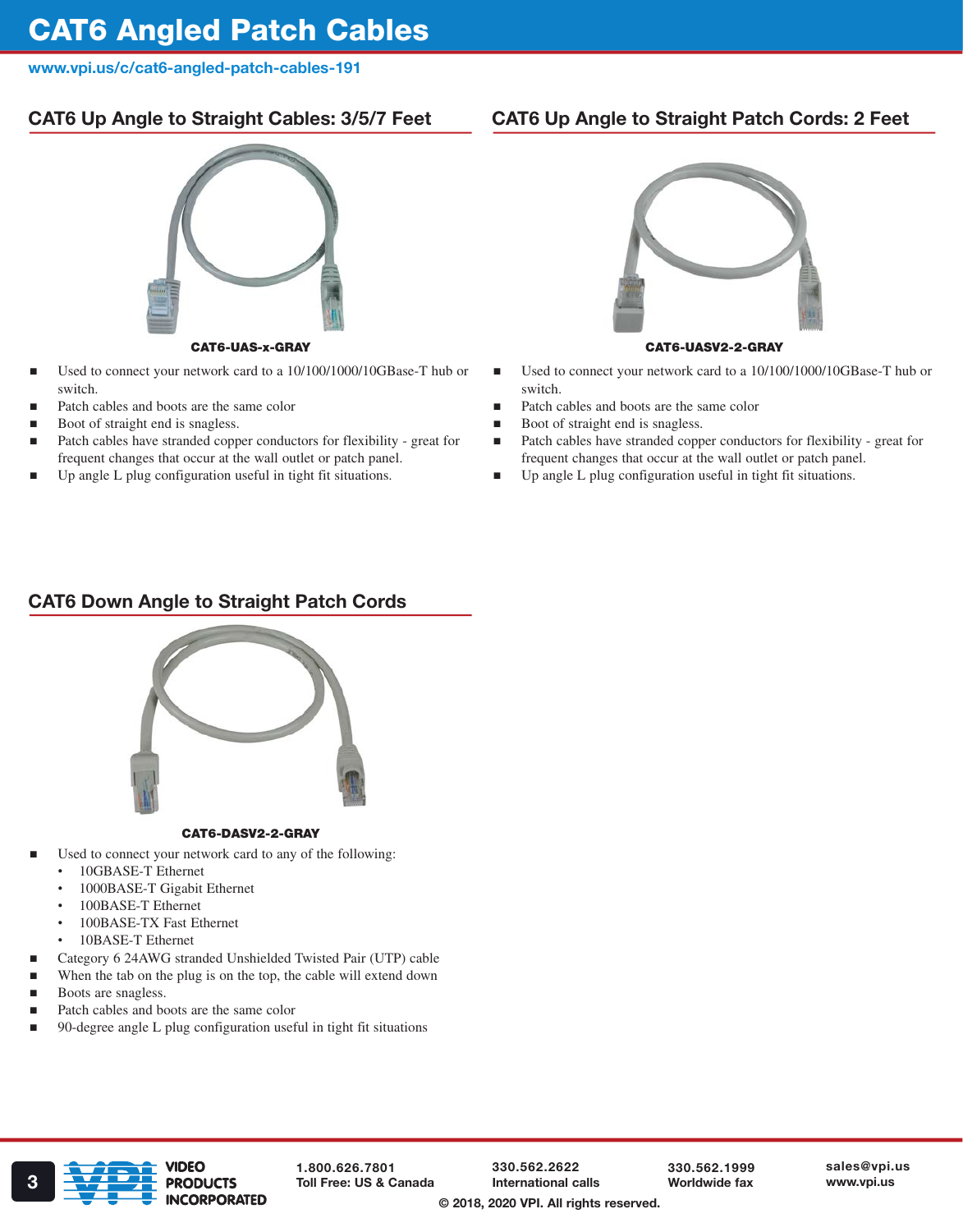# CAT6 Angled Patch Cables

www.vpi.us/c/cat6-angled-patch-cables-191

## CAT6 Up Angle to Straight Cables: 3/5/7 Feet

**CAT6-UAS-x-GRAY**

- Used to connect your network card to a 10/100/1000/10GBase-T hub or switch.
- Patch cables and boots are the same color
- Boot of straight end is snagless.
- Patch cables have stranded copper conductors for flexibility - great for frequent changes that occur at the wall outlet or patch panel.
- Up angle L plug configuration useful in tight fit situations.

## CAT6 Up Angle to Straight Patch Cords: 2 Feet

**CAT6-UASV2-2-GRAY**

- Used to connect your network card to a 10/100/1000/10GBase-T hub or switch.
- Patch cables and boots are the same color
- Boot of straight end is snagless.
- Patch cables have stranded copper conductors for flexibility - great for frequent changes that occur at the wall outlet or patch panel.
- Up angle L plug configuration useful in tight fit situations.

## CAT6 Down Angle to Straight Patch Cords

**CAT6-DASV2-2-GRAY**

- Used to connect your network card to any of the following:
  - 10GBASE-T Ethernet
  - 1000BASE-T Gigabit Ethernet
  - 100BASE-T Ethernet
  - 100BASE-TX Fast Ethernet
  - 10BASE-T Ethernet
- Category 6 24AWG stranded Unshielded Twisted Pair (UTP) cable
- When the tab on the plug is on the top, the cable will extend down
- Boots are snagless.
- Patch cables and boots are the same color
- 90-degree angle L plug configuration useful in tight fit situations

VIDEO PRODUCTS INCORPORATED

1.800.626.7801 Toll Free: US & Canada

330.562.2622 International calls

330.562.1999 Worldwide fax

sales@vpi.us www.vpi.us

© 2018, 2020 VPI. All rights reserved.